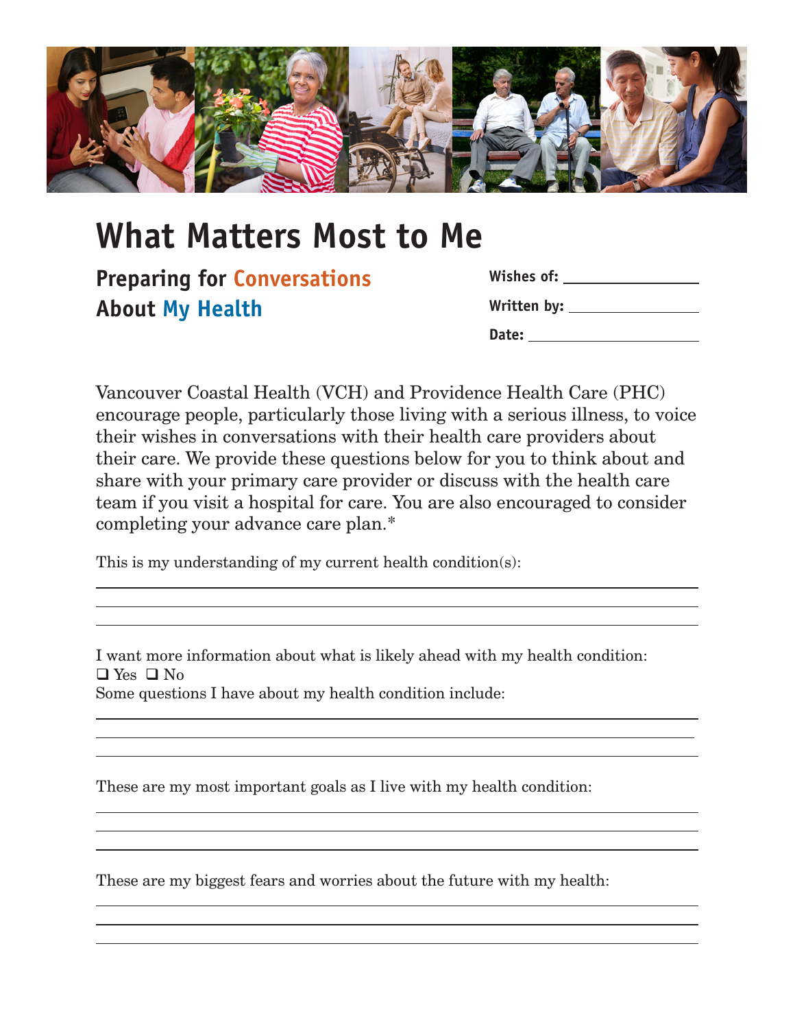# What Matters Most to Me

## Preparing for Conversations About My Health

**Wishes of:** \_\_\_\_\_\_\_\_\_\_\_\_\_\_\_\_

**Written by:** \_\_\_\_\_\_\_\_\_\_\_\_\_\_\_\_

**Date:** \_\_\_\_\_\_\_\_\_\_\_\_\_\_\_\_

Vancouver Coastal Health (VCH) and Providence Health Care (PHC) encourage people, particularly those living with a serious illness, to voice their wishes in conversations with their health care providers about their care. We provide these questions below for you to think about and share with your primary care provider or discuss with the health care team if you visit a hospital for care. You are also encouraged to consider completing your advance care plan.*

This is my understanding of my current health condition(s):

\_\_\_\_\_\_\_\_\_\_\_\_\_\_\_\_\_\_\_\_\_\_\_\_\_\_\_\_\_\_\_\_\_\_\_\_\_\_\_\_\_\_\_\_\_\_\_\_\_\_\_\_\_\_\_\_\_\_\_\_

\_\_\_\_\_\_\_\_\_\_\_\_\_\_\_\_\_\_\_\_\_\_\_\_\_\_\_\_\_\_\_\_\_\_\_\_\_\_\_\_\_\_\_\_\_\_\_\_\_\_\_\_\_\_\_\_\_\_\_\_

\_\_\_\_\_\_\_\_\_\_\_\_\_\_\_\_\_\_\_\_\_\_\_\_\_\_\_\_\_\_\_\_\_\_\_\_\_\_\_\_\_\_\_\_\_\_\_\_\_\_\_\_\_\_\_\_\_\_\_\_

I want more information about what is likely ahead with my health condition:
❑ Yes ❑ No

Some questions I have about my health condition include:

\_\_\_\_\_\_\_\_\_\_\_\_\_\_\_\_\_\_\_\_\_\_\_\_\_\_\_\_\_\_\_\_\_\_\_\_\_\_\_\_\_\_\_\_\_\_\_\_\_\_\_\_\_\_\_\_\_\_\_\_

\_\_\_\_\_\_\_\_\_\_\_\_\_\_\_\_\_\_\_\_\_\_\_\_\_\_\_\_\_\_\_\_\_\_\_\_\_\_\_\_\_\_\_\_\_\_\_\_\_\_\_\_\_\_\_\_\_\_\_\_

\_\_\_\_\_\_\_\_\_\_\_\_\_\_\_\_\_\_\_\_\_\_\_\_\_\_\_\_\_\_\_\_\_\_\_\_\_\_\_\_\_\_\_\_\_\_\_\_\_\_\_\_\_\_\_\_\_\_\_\_

These are my most important goals as I live with my health condition:

\_\_\_\_\_\_\_\_\_\_\_\_\_\_\_\_\_\_\_\_\_\_\_\_\_\_\_\_\_\_\_\_\_\_\_\_\_\_\_\_\_\_\_\_\_\_\_\_\_\_\_\_\_\_\_\_\_\_\_\_

\_\_\_\_\_\_\_\_\_\_\_\_\_\_\_\_\_\_\_\_\_\_\_\_\_\_\_\_\_\_\_\_\_\_\_\_\_\_\_\_\_\_\_\_\_\_\_\_\_\_\_\_\_\_\_\_\_\_\_\_

\_\_\_\_\_\_\_\_\_\_\_\_\_\_\_\_\_\_\_\_\_\_\_\_\_\_\_\_\_\_\_\_\_\_\_\_\_\_\_\_\_\_\_\_\_\_\_\_\_\_\_\_\_\_\_\_\_\_\_\_

These are my biggest fears and worries about the future with my health:

\_\_\_\_\_\_\_\_\_\_\_\_\_\_\_\_\_\_\_\_\_\_\_\_\_\_\_\_\_\_\_\_\_\_\_\_\_\_\_\_\_\_\_\_\_\_\_\_\_\_\_\_\_\_\_\_\_\_\_\_

\_\_\_\_\_\_\_\_\_\_\_\_\_\_\_\_\_\_\_\_\_\_\_\_\_\_\_\_\_\_\_\_\_\_\_\_\_\_\_\_\_\_\_\_\_\_\_\_\_\_\_\_\_\_\_\_\_\_\_\_

\_\_\_\_\_\_\_\_\_\_\_\_\_\_\_\_\_\_\_\_\_\_\_\_\_\_\_\_\_\_\_\_\_\_\_\_\_\_\_\_\_\_\_\_\_\_\_\_\_\_\_\_\_\_\_\_\_\_\_\_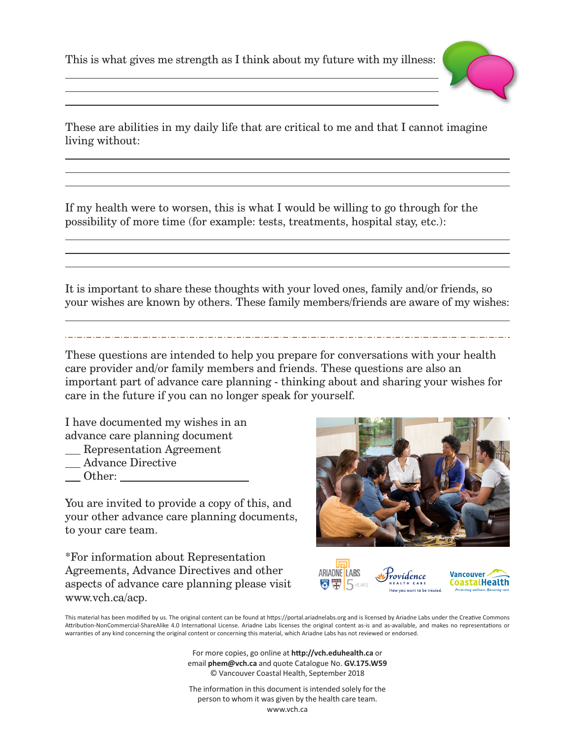This is what gives me strength as I think about my future with my illness:

\_\_\_\_\_\_\_\_\_\_\_\_\_\_\_\_\_\_\_\_\_\_\_\_\_\_\_\_\_\_\_\_\_\_\_\_\_\_\_\_

\_\_\_\_\_\_\_\_\_\_\_\_\_\_\_\_\_\_\_\_\_\_\_\_\_\_\_\_\_\_\_\_\_\_\_\_\_\_\_\_

\_\_\_\_\_\_\_\_\_\_\_\_\_\_\_\_\_\_\_\_\_\_\_\_\_\_\_\_\_\_\_\_\_\_\_\_\_\_\_\_

These are abilities in my daily life that are critical to me and that I cannot imagine living without:

\_\_\_\_\_\_\_\_\_\_\_\_\_\_\_\_\_\_\_\_\_\_\_\_\_\_\_\_\_\_\_\_\_\_\_\_\_\_\_\_

\_\_\_\_\_\_\_\_\_\_\_\_\_\_\_\_\_\_\_\_\_\_\_\_\_\_\_\_\_\_\_\_\_\_\_\_\_\_\_\_

\_\_\_\_\_\_\_\_\_\_\_\_\_\_\_\_\_\_\_\_\_\_\_\_\_\_\_\_\_\_\_\_\_\_\_\_\_\_\_\_

If my health were to worsen, this is what I would be willing to go through for the possibility of more time (for example: tests, treatments, hospital stay, etc.):

\_\_\_\_\_\_\_\_\_\_\_\_\_\_\_\_\_\_\_\_\_\_\_\_\_\_\_\_\_\_\_\_\_\_\_\_\_\_\_\_

\_\_\_\_\_\_\_\_\_\_\_\_\_\_\_\_\_\_\_\_\_\_\_\_\_\_\_\_\_\_\_\_\_\_\_\_\_\_\_\_

\_\_\_\_\_\_\_\_\_\_\_\_\_\_\_\_\_\_\_\_\_\_\_\_\_\_\_\_\_\_\_\_\_\_\_\_\_\_\_\_

It is important to share these thoughts with your loved ones, family and/or friends, so your wishes are known by others. These family members/friends are aware of my wishes:

\_\_\_\_\_\_\_\_\_\_\_\_\_\_\_\_\_\_\_\_\_\_\_\_\_\_\_\_\_\_\_\_\_\_\_\_\_\_\_\_

---

These questions are intended to help you prepare for conversations with your health care provider and/or family members and friends. These questions are also an important part of advance care planning - thinking about and sharing your wishes for care in the future if you can no longer speak for yourself.

I have documented my wishes in an advance care planning document

\_\_ Representation Agreement

\_\_ Advance Directive

\_\_ Other: \_\_\_\_\_\_\_\_\_\_\_\_\_\_\_\_

You are invited to provide a copy of this, and your other advance care planning documents, to your care team.

*For information about Representation Agreements, Advance Directives and other aspects of advance care planning please visit www.vch.ca/acp.

This material has been modified by us. The original content can be found at https://portal.ariadnelabs.org and is licensed by Ariadne Labs under the Creative Commons Attribution-NonCommercial-ShareAlike 4.0 International License. Ariadne Labs licenses the original content as-is and as-available, and makes no representations or warranties of any kind concerning the original content or concerning this material, which Ariadne Labs has not reviewed or endorsed.

For more copies, go online at **http://vch.eduhealth.ca** or email **phem@vch.ca** and quote Catalogue No. **GV.175.W59**
© Vancouver Coastal Health, September 2018

The information in this document is intended solely for the person to whom it was given by the health care team.
www.vch.ca